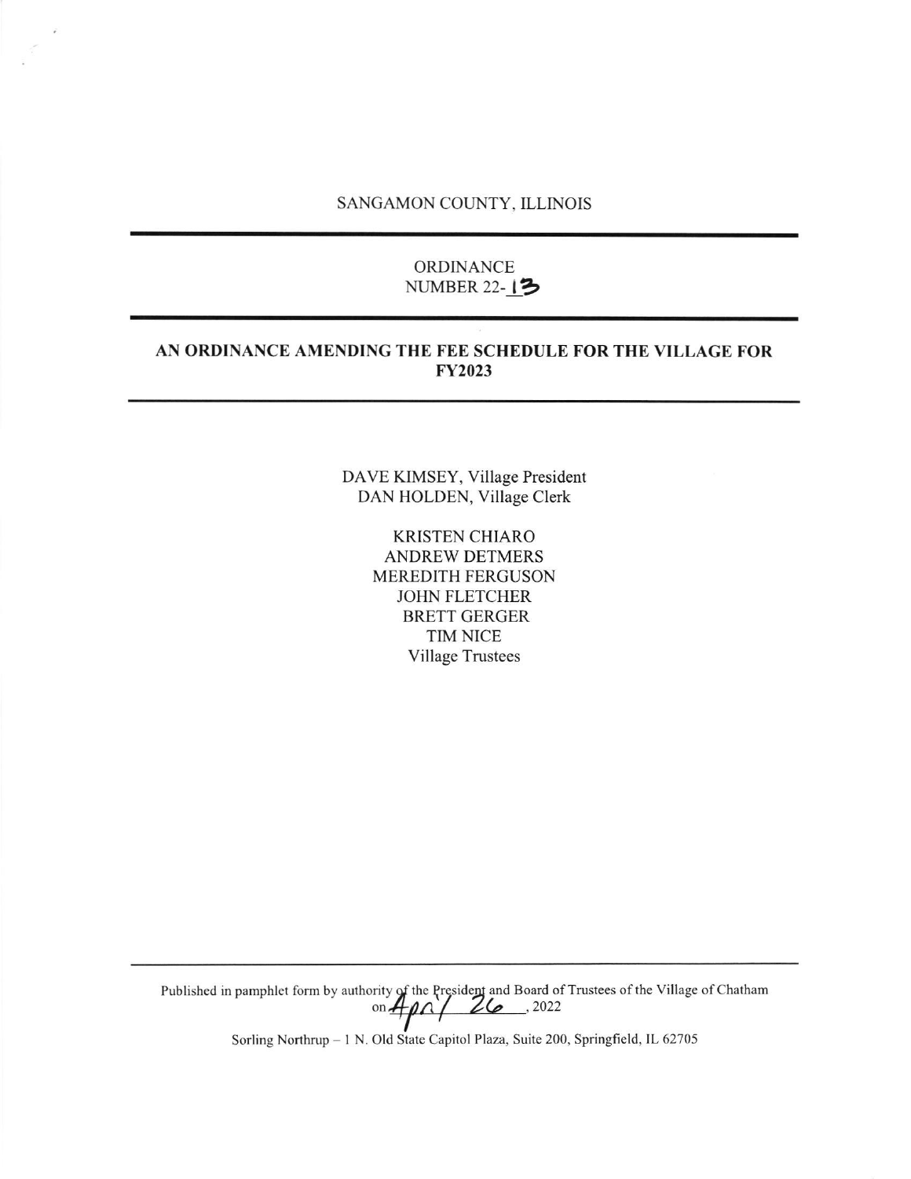SANGAMON COUNTY, ILLINOIS

ORDINANCE
NUMBER 22-13

**AN ORDINANCE AMENDING THE FEE SCHEDULE FOR THE VILLAGE FOR FY2023**

DAVE KIMSEY, Village President
DAN HOLDEN, Village Clerk

KRISTEN CHIARO
ANDREW DETMERS
MEREDITH FERGUSON
JOHN FLETCHER
BRETT GERGER
TIM NICE
Village Trustees

Published in pamphlet form by authority of the President and Board of Trustees of the Village of Chatham on April 26, 2022

Sorling Northrup – 1 N. Old State Capitol Plaza, Suite 200, Springfield, IL 62705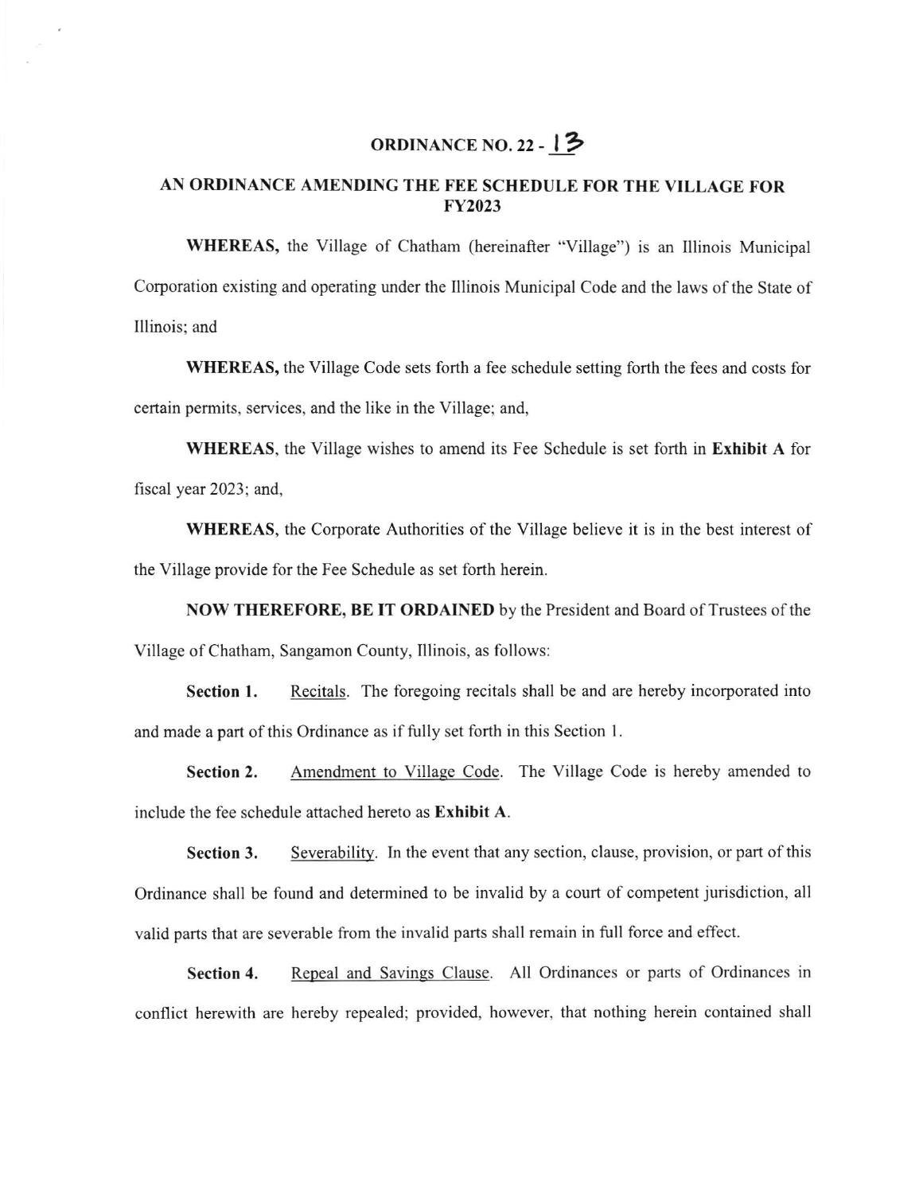# ORDINANCE NO. 22 - 13

## AN ORDINANCE AMENDING THE FEE SCHEDULE FOR THE VILLAGE FOR FY2023

**WHEREAS,** the Village of Chatham (hereinafter "Village") is an Illinois Municipal Corporation existing and operating under the Illinois Municipal Code and the laws of the State of Illinois; and

**WHEREAS,** the Village Code sets forth a fee schedule setting forth the fees and costs for certain permits, services, and the like in the Village; and,

**WHEREAS**, the Village wishes to amend its Fee Schedule is set forth in **Exhibit A** for fiscal year 2023; and,

**WHEREAS**, the Corporate Authorities of the Village believe it is in the best interest of the Village provide for the Fee Schedule as set forth herein.

**NOW THEREFORE, BE IT ORDAINED** by the President and Board of Trustees of the Village of Chatham, Sangamon County, Illinois, as follows:

**Section 1.** Recitals. The foregoing recitals shall be and are hereby incorporated into and made a part of this Ordinance as if fully set forth in this Section 1.

**Section 2.** Amendment to Village Code. The Village Code is hereby amended to include the fee schedule attached hereto as **Exhibit A**.

**Section 3.** Severability. In the event that any section, clause, provision, or part of this Ordinance shall be found and determined to be invalid by a court of competent jurisdiction, all valid parts that are severable from the invalid parts shall remain in full force and effect.

**Section 4.** Repeal and Savings Clause. All Ordinances or parts of Ordinances in conflict herewith are hereby repealed; provided, however, that nothing herein contained shall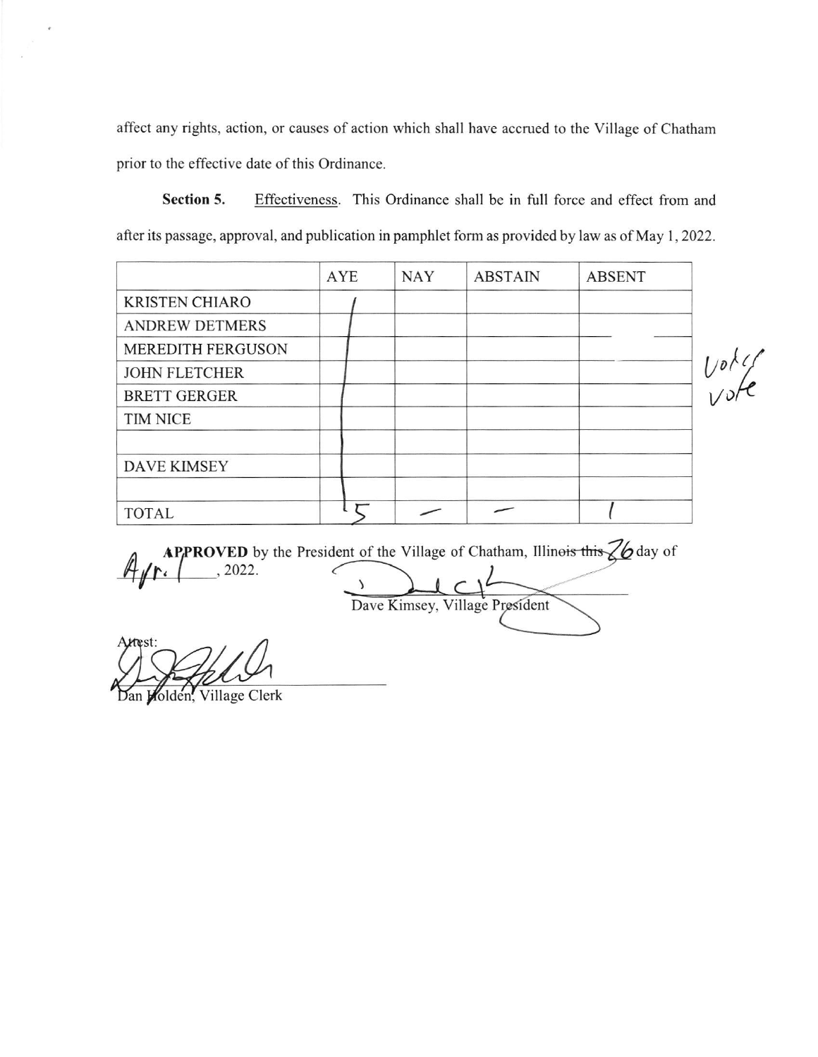affect any rights, action, or causes of action which shall have accrued to the Village of Chatham prior to the effective date of this Ordinance.

**Section 5.** Effectiveness. This Ordinance shall be in full force and effect from and after its passage, approval, and publication in pamphlet form as provided by law as of May 1, 2022.

| | AYE | NAY | ABSTAIN | ABSENT |
|---|---|---|---|---|
| KRISTEN CHIARO | / | | | |
| ANDREW DETMERS | \| | | | — |
| MEREDITH FERGUSON | \| | | | — |
| JOHN FLETCHER | \| | | | |
| BRETT GERGER | \| | | | |
| TIM NICE | \| | | | |
| | \| | | | |
| DAVE KIMSEY | \| | | | |
| | \| | | | |
| TOTAL | 5 | — | — | 1 |

Voted vote

**APPROVED** by the President of the Village of Chatham, Illinois this 26 day of April, 2022.

Dave Kimsey, Village President

Attest:

Dan Holden, Village Clerk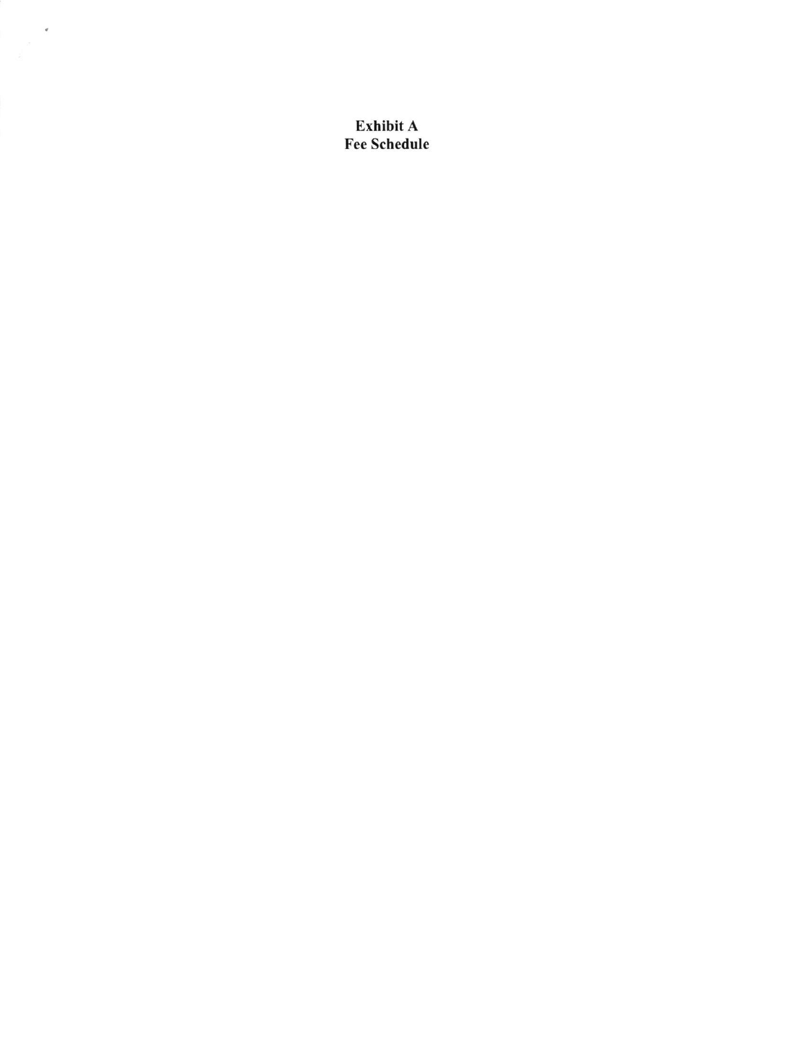# Exhibit A
# Fee Schedule